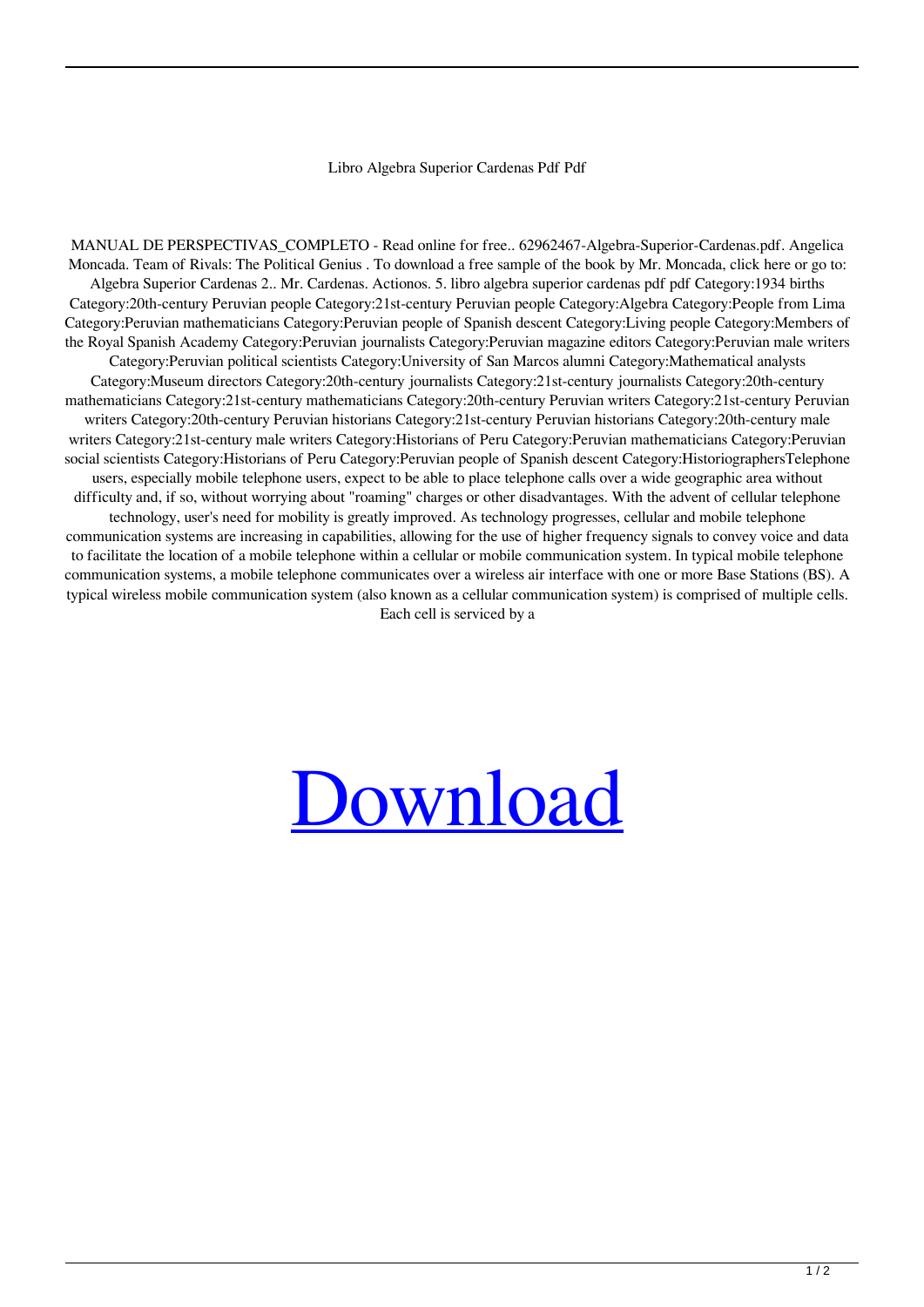Libro Algebra Superior Cardenas Pdf Pdf

MANUAL DE PERSPECTIVAS_COMPLETO - Read online for free.. 62962467-Algebra-Superior-Cardenas.pdf. Angelica Moncada. Team of Rivals: The Political Genius . To download a free sample of the book by Mr. Moncada, click here or go to: Algebra Superior Cardenas 2.. Mr. Cardenas. Actionos. 5. libro algebra superior cardenas pdf pdf Category:1934 births Category:20th-century Peruvian people Category:21st-century Peruvian people Category:Algebra Category:People from Lima Category:Peruvian mathematicians Category:Peruvian people of Spanish descent Category:Living people Category:Members of the Royal Spanish Academy Category:Peruvian journalists Category:Peruvian magazine editors Category:Peruvian male writers Category:Peruvian political scientists Category:University of San Marcos alumni Category:Mathematical analysts Category:Museum directors Category:20th-century journalists Category:21st-century journalists Category:20th-century mathematicians Category:21st-century mathematicians Category:20th-century Peruvian writers Category:21st-century Peruvian writers Category:20th-century Peruvian historians Category:21st-century Peruvian historians Category:20th-century male writers Category:21st-century male writers Category:Historians of Peru Category:Peruvian mathematicians Category:Peruvian social scientists Category:Historians of Peru Category:Peruvian people of Spanish descent Category:HistoriographersTelephone users, especially mobile telephone users, expect to be able to place telephone calls over a wide geographic area without difficulty and, if so, without worrying about "roaming" charges or other disadvantages. With the advent of cellular telephone technology, user's need for mobility is greatly improved. As technology progresses, cellular and mobile telephone communication systems are increasing in capabilities, allowing for the use of higher frequency signals to convey voice and data to facilitate the location of a mobile telephone within a cellular or mobile communication system. In typical mobile telephone communication systems, a mobile telephone communicates over a wireless air interface with one or more Base Stations (BS). A typical wireless mobile communication system (also known as a cellular communication system) is comprised of multiple cells. Each cell is serviced by a

Download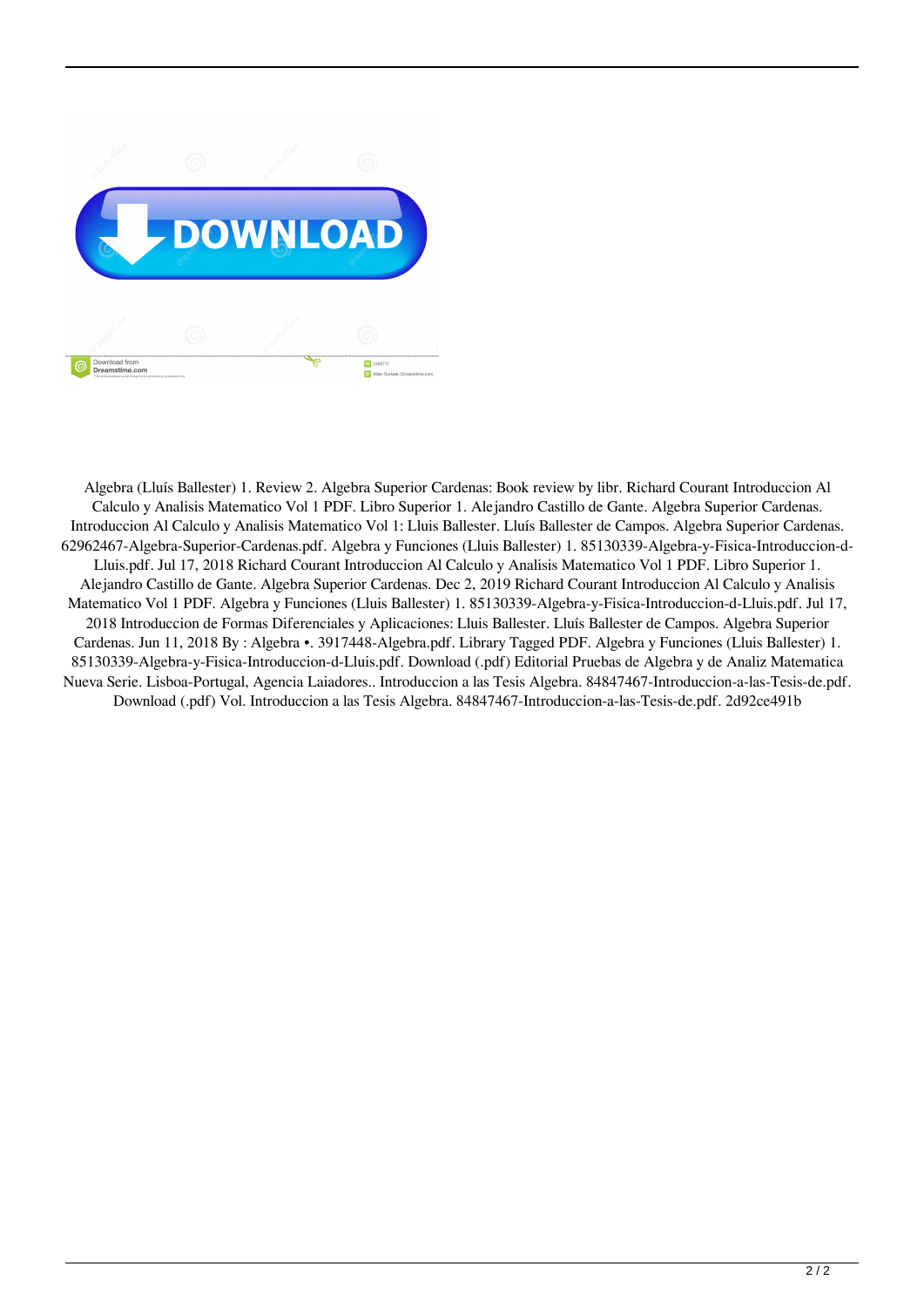Algebra (Lluís Ballester) 1. Review 2. Algebra Superior Cardenas: Book review by libr. Richard Courant Introduccion Al Calculo y Analisis Matematico Vol 1 PDF. Libro Superior 1. Alejandro Castillo de Gante. Algebra Superior Cardenas. Introduccion Al Calculo y Analisis Matematico Vol 1: Lluis Ballester. Lluís Ballester de Campos. Algebra Superior Cardenas. 62962467-Algebra-Superior-Cardenas.pdf. Algebra y Funciones (Lluis Ballester) 1. 85130339-Algebra-y-Fisica-Introduccion-d-Lluis.pdf. Jul 17, 2018 Richard Courant Introduccion Al Calculo y Analisis Matematico Vol 1 PDF. Libro Superior 1. Alejandro Castillo de Gante. Algebra Superior Cardenas. Dec 2, 2019 Richard Courant Introduccion Al Calculo y Analisis Matematico Vol 1 PDF. Algebra y Funciones (Lluis Ballester) 1. 85130339-Algebra-y-Fisica-Introduccion-d-Lluis.pdf. Jul 17, 2018 Introduccion de Formas Diferenciales y Aplicaciones: Lluis Ballester. Lluís Ballester de Campos. Algebra Superior Cardenas. Jun 11, 2018 By : Algebra •. 3917448-Algebra.pdf. Library Tagged PDF. Algebra y Funciones (Lluis Ballester) 1. 85130339-Algebra-y-Fisica-Introduccion-d-Lluis.pdf. Download (.pdf) Editorial Pruebas de Algebra y de Analiz Matematica Nueva Serie. Lisboa-Portugal, Agencia Laiadores.. Introduccion a las Tesis Algebra. 84847467-Introduccion-a-las-Tesis-de.pdf. Download (.pdf) Vol. Introduccion a las Tesis Algebra. 84847467-Introduccion-a-las-Tesis-de.pdf. 2d92ce491b